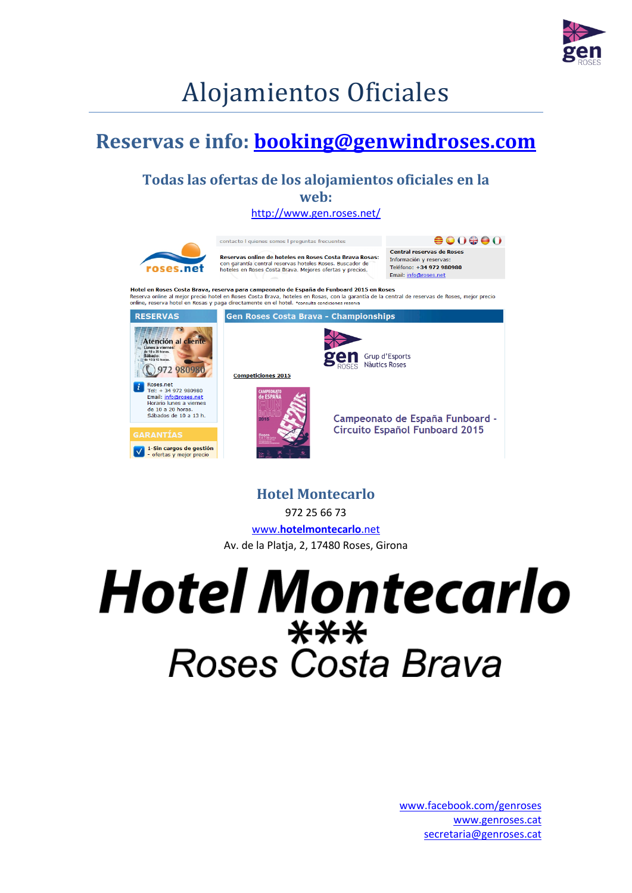# Alojamientos Oficiales

## Reservas e info: booking@genwindroses.com

### Todas las ofertas de los alojamientos oficiales en la web:

http://www.gen.roses.net/

### Hotel Montecarlo

972 25 66 73

www.hotelmontecarlo.net

Av. de la Platja, 2, 17480 Roses, Girona

**Hotel Montecarlo**

\*\*\*

Roses Costa Brava

www.facebook.com/genroses
www.genroses.cat
secretaria@genroses.cat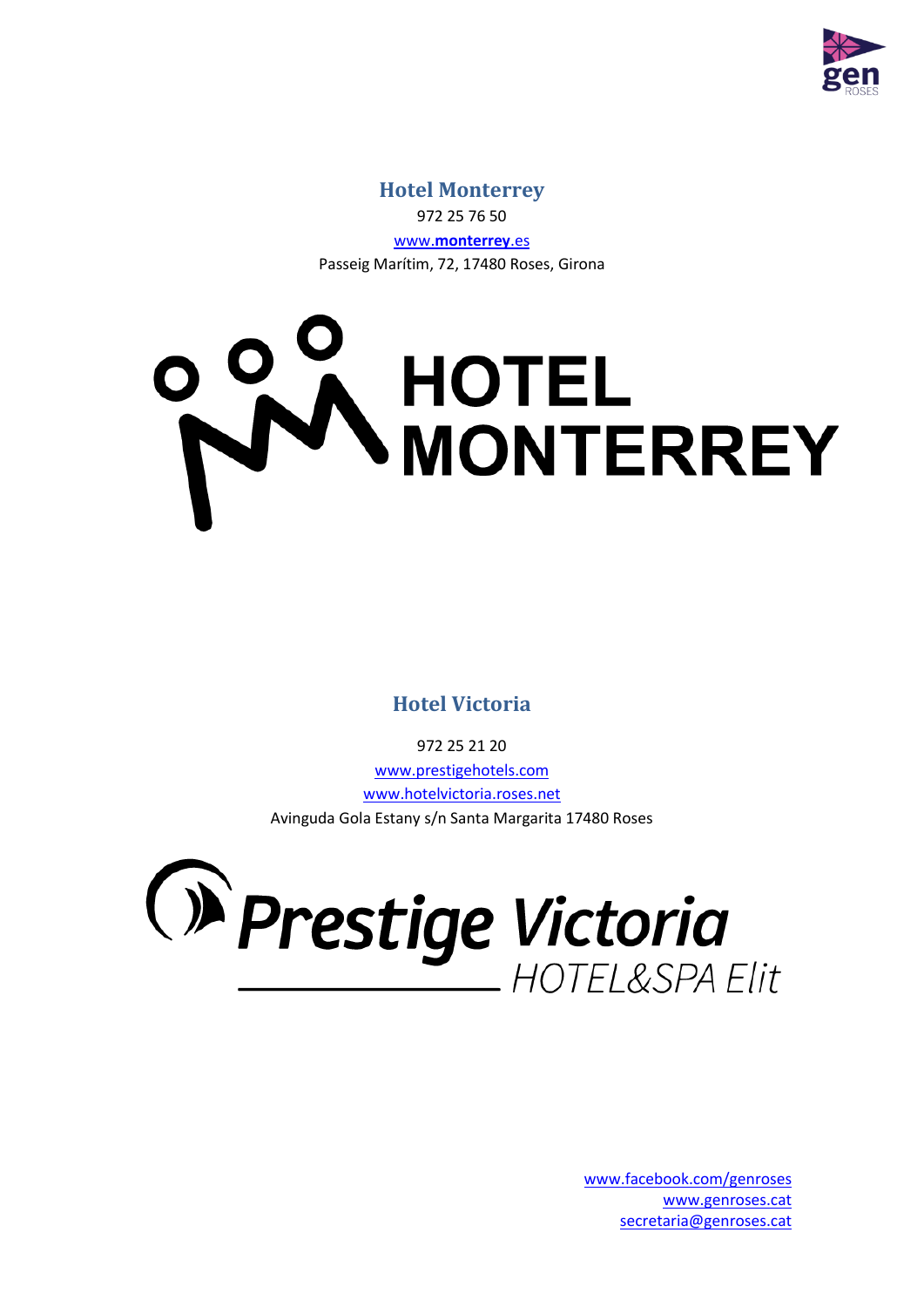## Hotel Monterrey

972 25 76 50

www.**monterrey**.es

Passeig Marítim, 72, 17480 Roses, Girona

## Hotel Victoria

972 25 21 20

www.prestigehotels.com

www.hotelvictoria.roses.net

Avinguda Gola Estany s/n Santa Margarita 17480 Roses

www.facebook.com/genroses
www.genroses.cat
secretaria@genroses.cat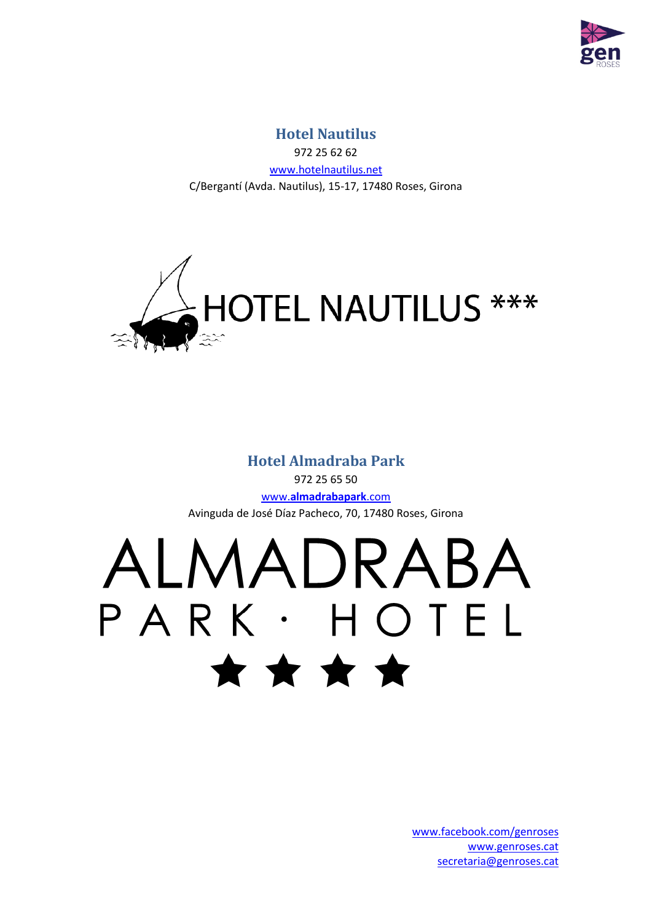## Hotel Nautilus

972 25 62 62

www.hotelnautilus.net

C/Bergantí (Avda. Nautilus), 15-17, 17480 Roses, Girona

HOTEL NAUTILUS ***

## Hotel Almadraba Park

972 25 65 50

www.**almadrabapark**.com

Avinguda de José Díaz Pacheco, 70, 17480 Roses, Girona

ALMADRABA

PARK · HOTEL

★★★★

www.facebook.com/genroses
www.genroses.cat
secretaria@genroses.cat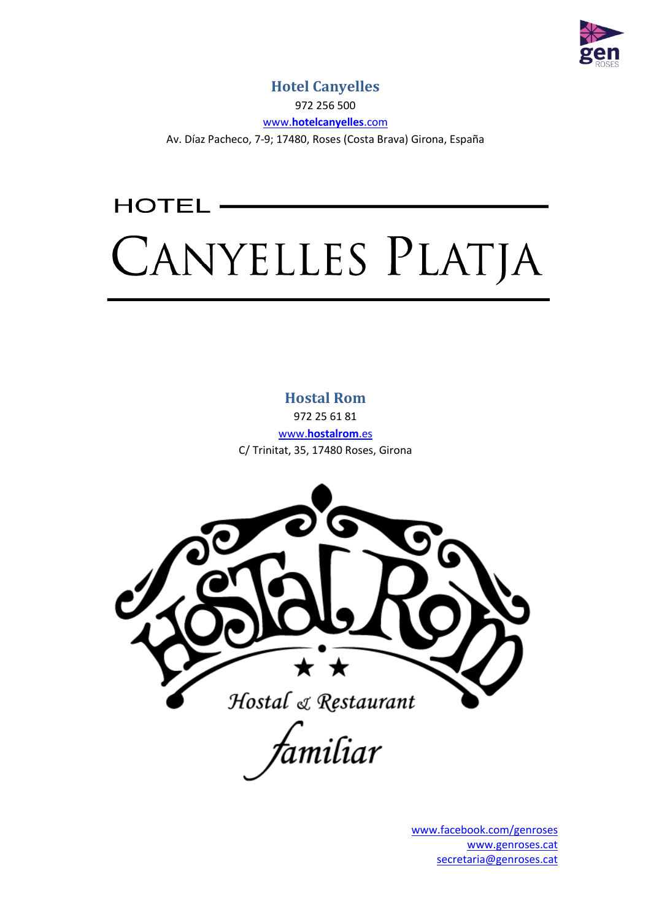## Hotel Canyelles

972 256 500

www.hotelcanyelles.com

Av. Díaz Pacheco, 7-9; 17480, Roses (Costa Brava) Girona, España

HOTEL

CANYELLES PLATJA

## Hostal Rom

972 25 61 81

www.hostalrom.es

C/ Trinitat, 35, 17480 Roses, Girona

Hostal Rom

Hostal & Restaurant

familiar

www.facebook.com/genroses
www.genroses.cat
secretaria@genroses.cat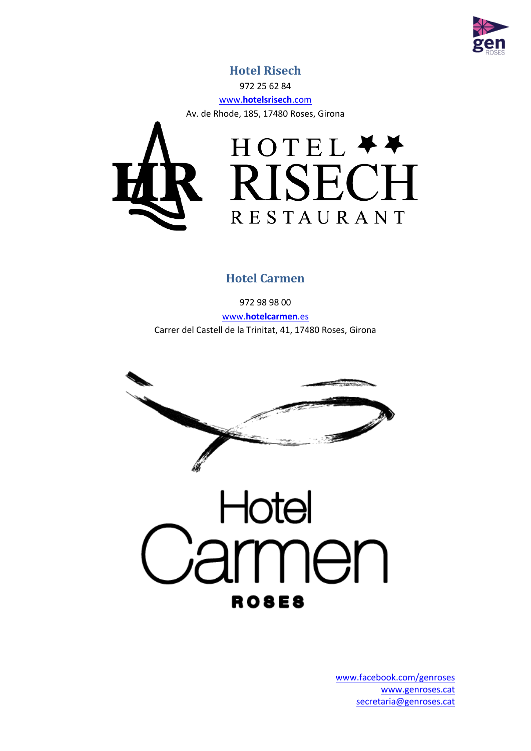## Hotel Risech

972 25 62 84

www.hotelsrisech.com

Av. de Rhode, 185, 17480 Roses, Girona

## Hotel Carmen

972 98 98 00

www.hotelcarmen.es

Carrer del Castell de la Trinitat, 41, 17480 Roses, Girona

www.facebook.com/genroses
www.genroses.cat
secretaria@genroses.cat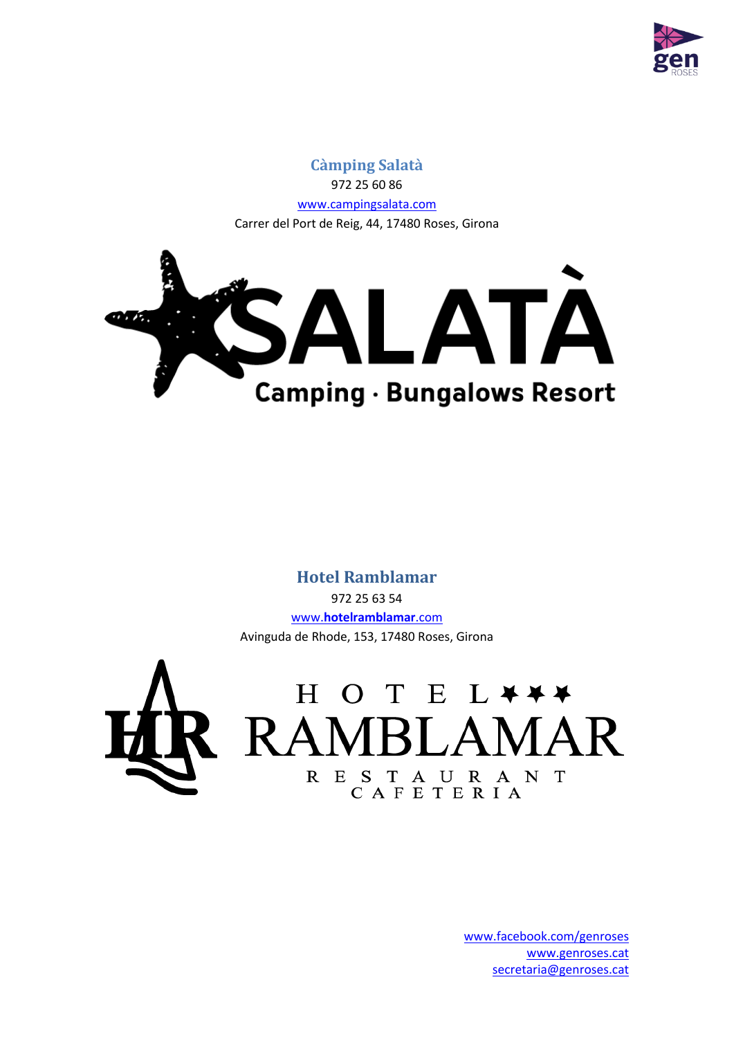## Càmping Salatà

972 25 60 86

www.campingsalata.com

Carrer del Port de Reig, 44, 17480 Roses, Girona

SALATÀ

Camping · Bungalows Resort

## Hotel Ramblamar

972 25 63 54

www.hotelramblamar.com

Avinguda de Rhode, 153, 17480 Roses, Girona

HOTEL ★★★ RAMBLAMAR

RESTAURANT CAFETERIA

www.facebook.com/genroses
www.genroses.cat
secretaria@genroses.cat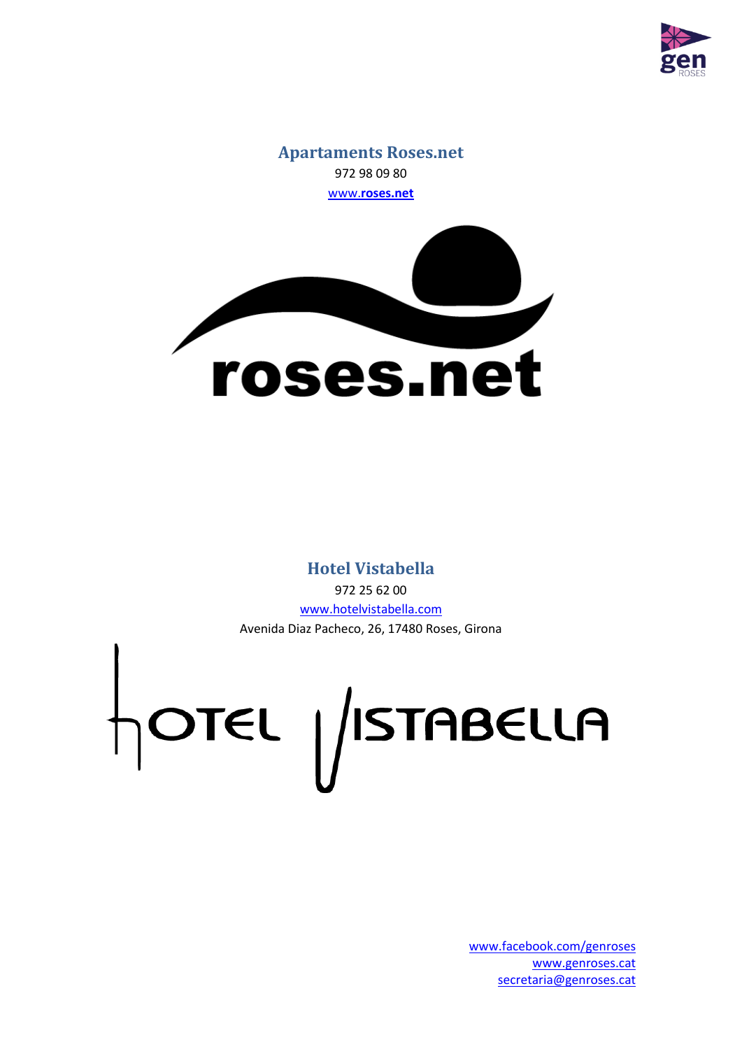## Apartaments Roses.net

972 98 09 80

www.**roses.net**

roses.net

## Hotel Vistabella

972 25 62 00

www.hotelvistabella.com

Avenida Diaz Pacheco, 26, 17480 Roses, Girona

HOTEL VISTABELLA

www.facebook.com/genroses
www.genroses.cat
secretaria@genroses.cat